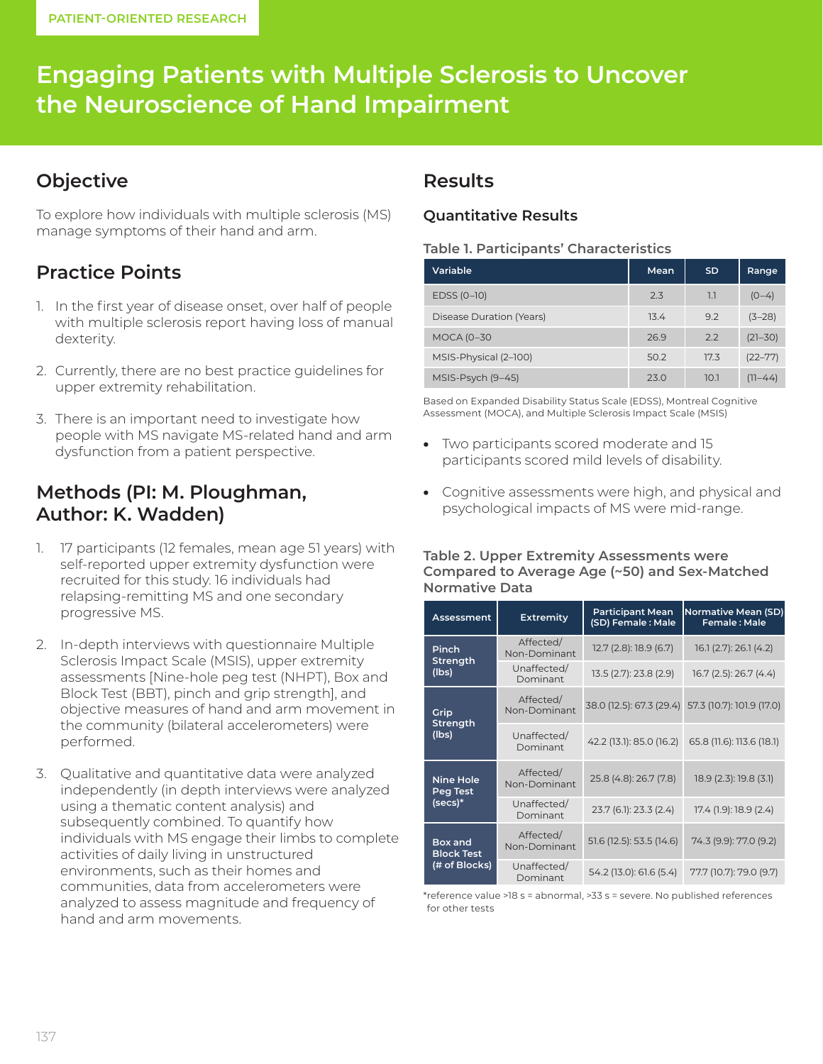PATIENT-ORIENTED RESEARCH

# Engaging Patients with Multiple Sclerosis to Uncover the Neuroscience of Hand Impairment

## Objective

To explore how individuals with multiple sclerosis (MS) manage symptoms of their hand and arm.

## Practice Points

1. In the first year of disease onset, over half of people with multiple sclerosis report having loss of manual dexterity.
2. Currently, there are no best practice guidelines for upper extremity rehabilitation.
3. There is an important need to investigate how people with MS navigate MS-related hand and arm dysfunction from a patient perspective.

## Methods (PI: M. Ploughman, Author: K. Wadden)

1. 17 participants (12 females, mean age 51 years) with self-reported upper extremity dysfunction were recruited for this study. 16 individuals had relapsing-remitting MS and one secondary progressive MS.
2. In-depth interviews with questionnaire Multiple Sclerosis Impact Scale (MSIS), upper extremity assessments [Nine-hole peg test (NHPT), Box and Block Test (BBT), pinch and grip strength], and objective measures of hand and arm movement in the community (bilateral accelerometers) were performed.
3. Qualitative and quantitative data were analyzed independently (in depth interviews were analyzed using a thematic content analysis) and subsequently combined. To quantify how individuals with MS engage their limbs to complete activities of daily living in unstructured environments, such as their homes and communities, data from accelerometers were analyzed to assess magnitude and frequency of hand and arm movements.

## Results

### Quantitative Results

**Table 1. Participants' Characteristics**

| Variable | Mean | SD | Range |
|---|---|---|---|
| EDSS (0–10) | 2.3 | 1.1 | (0–4) |
| Disease Duration (Years) | 13.4 | 9.2 | (3–28) |
| MOCA (0–30 | 26.9 | 2.2 | (21–30) |
| MSIS-Physical (2–100) | 50.2 | 17.3 | (22–77) |
| MSIS-Psych (9–45) | 23.0 | 10.1 | (11–44) |

Based on Expanded Disability Status Scale (EDSS), Montreal Cognitive Assessment (MOCA), and Multiple Sclerosis Impact Scale (MSIS)

- Two participants scored moderate and 15 participants scored mild levels of disability.
- Cognitive assessments were high, and physical and psychological impacts of MS were mid-range.

**Table 2. Upper Extremity Assessments were Compared to Average Age (~50) and Sex-Matched Normative Data**

| Assessment | Extremity | Participant Mean (SD) Female : Male | Normative Mean (SD) Female : Male |
|---|---|---|---|
| Pinch Strength (lbs) | Affected/ Non-Dominant | 12.7 (2.8): 18.9 (6.7) | 16.1 (2.7): 26.1 (4.2) |
| | Unaffected/ Dominant | 13.5 (2.7): 23.8 (2.9) | 16.7 (2.5): 26.7 (4.4) |
| Grip Strength (lbs) | Affected/ Non-Dominant | 38.0 (12.5): 67.3 (29.4) | 57.3 (10.7): 101.9 (17.0) |
| | Unaffected/ Dominant | 42.2 (13.1): 85.0 (16.2) | 65.8 (11.6): 113.6 (18.1) |
| Nine Hole Peg Test (secs)* | Affected/ Non-Dominant | 25.8 (4.8): 26.7 (7.8) | 18.9 (2.3): 19.8 (3.1) |
| | Unaffected/ Dominant | 23.7 (6.1): 23.3 (2.4) | 17.4 (1.9): 18.9 (2.4) |
| Box and Block Test (# of Blocks) | Affected/ Non-Dominant | 51.6 (12.5): 53.5 (14.6) | 74.3 (9.9): 77.0 (9.2) |
| | Unaffected/ Dominant | 54.2 (13.0): 61.6 (5.4) | 77.7 (10.7): 79.0 (9.7) |

*reference value >18 s = abnormal, >33 s = severe. No published references for other tests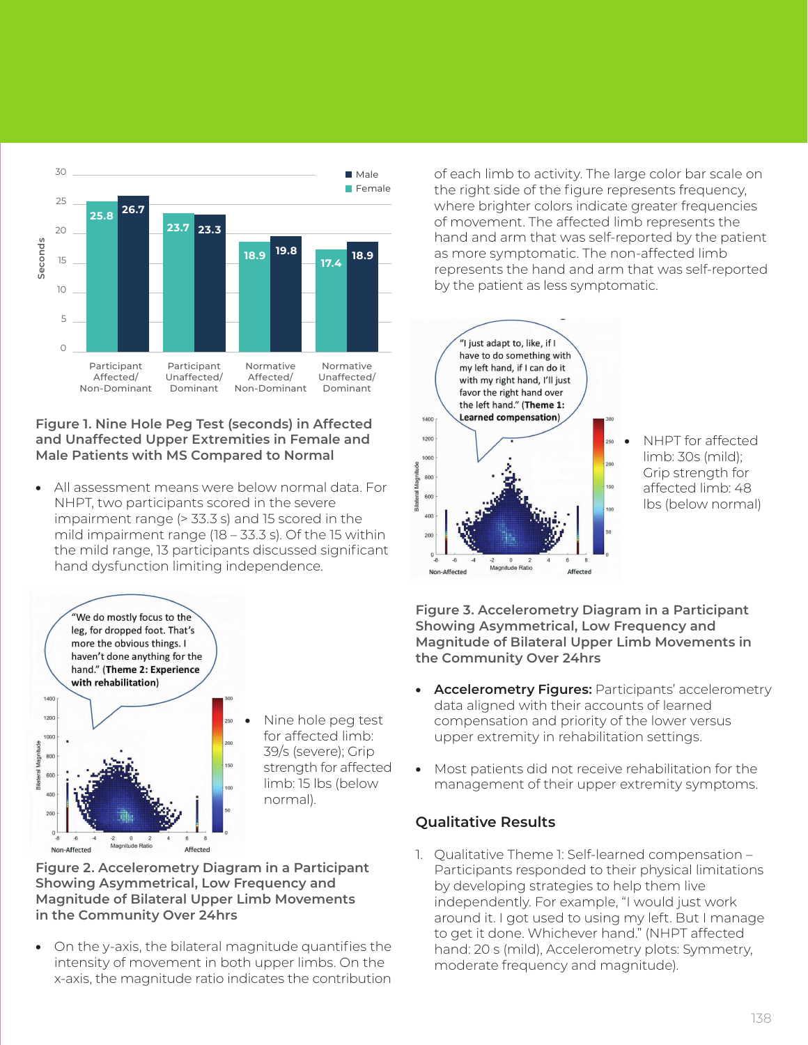Figure 1. Nine Hole Peg Test (seconds) in Affected and Unaffected Upper Extremities in Female and Male Patients with MS Compared to Normal

- All assessment means were below normal data. For NHPT, two participants scored in the severe impairment range (> 33.3 s) and 15 scored in the mild impairment range (18 – 33.3 s). Of the 15 within the mild range, 13 participants discussed significant hand dysfunction limiting independence.

- Nine hole peg test for affected limb: 39/s (severe); Grip strength for affected limb: 15 lbs (below normal).

Figure 2. Accelerometry Diagram in a Participant Showing Asymmetrical, Low Frequency and Magnitude of Bilateral Upper Limb Movements in the Community Over 24hrs

- On the y-axis, the bilateral magnitude quantifies the intensity of movement in both upper limbs. On the x-axis, the magnitude ratio indicates the contribution of each limb to activity. The large color bar scale on the right side of the figure represents frequency, where brighter colors indicate greater frequencies of movement. The affected limb represents the hand and arm that was self-reported by the patient as more symptomatic. The non-affected limb represents the hand and arm that was self-reported by the patient as less symptomatic.

- NHPT for affected limb: 30s (mild); Grip strength for affected limb: 48 lbs (below normal)

Figure 3. Accelerometry Diagram in a Participant Showing Asymmetrical, Low Frequency and Magnitude of Bilateral Upper Limb Movements in the Community Over 24hrs

- **Accelerometry Figures:** Participants' accelerometry data aligned with their accounts of learned compensation and priority of the lower versus upper extremity in rehabilitation settings.

- Most patients did not receive rehabilitation for the management of their upper extremity symptoms.

## Qualitative Results

1. Qualitative Theme 1: Self-learned compensation – Participants responded to their physical limitations by developing strategies to help them live independently. For example, "I would just work around it. I got used to using my left. But I manage to get it done. Whichever hand." (NHPT affected hand: 20 s (mild), Accelerometry plots: Symmetry, moderate frequency and magnitude).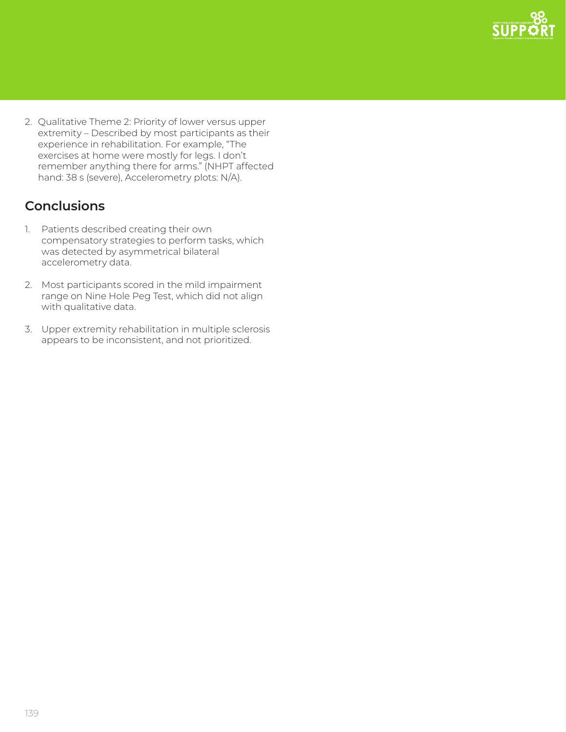2. Qualitative Theme 2: Priority of lower versus upper extremity – Described by most participants as their experience in rehabilitation. For example, "The exercises at home were mostly for legs. I don't remember anything there for arms." (NHPT affected hand: 38 s (severe), Accelerometry plots: N/A).

## Conclusions

1. Patients described creating their own compensatory strategies to perform tasks, which was detected by asymmetrical bilateral accelerometry data.
2. Most participants scored in the mild impairment range on Nine Hole Peg Test, which did not align with qualitative data.
3. Upper extremity rehabilitation in multiple sclerosis appears to be inconsistent, and not prioritized.